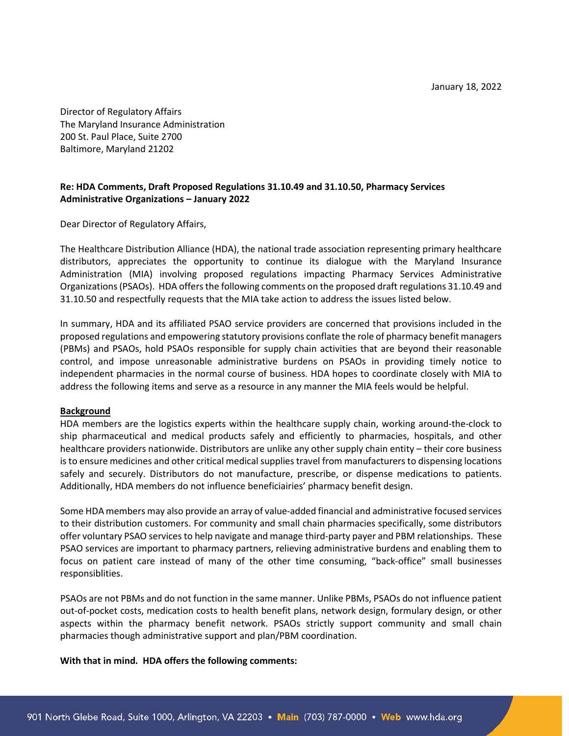January 18, 2022

Director of Regulatory Affairs
The Maryland Insurance Administration
200 St. Paul Place, Suite 2700
Baltimore, Maryland 21202

**Re: HDA Comments, Draft Proposed Regulations 31.10.49 and 31.10.50, Pharmacy Services Administrative Organizations – January 2022**

Dear Director of Regulatory Affairs,

The Healthcare Distribution Alliance (HDA), the national trade association representing primary healthcare distributors, appreciates the opportunity to continue its dialogue with the Maryland Insurance Administration (MIA) involving proposed regulations impacting Pharmacy Services Administrative Organizations (PSAOs). HDA offers the following comments on the proposed draft regulations 31.10.49 and 31.10.50 and respectfully requests that the MIA take action to address the issues listed below.

In summary, HDA and its affiliated PSAO service providers are concerned that provisions included in the proposed regulations and empowering statutory provisions conflate the role of pharmacy benefit managers (PBMs) and PSAOs, hold PSAOs responsible for supply chain activities that are beyond their reasonable control, and impose unreasonable administrative burdens on PSAOs in providing timely notice to independent pharmacies in the normal course of business. HDA hopes to coordinate closely with MIA to address the following items and serve as a resource in any manner the MIA feels would be helpful.

**Background**

HDA members are the logistics experts within the healthcare supply chain, working around-the-clock to ship pharmaceutical and medical products safely and efficiently to pharmacies, hospitals, and other healthcare providers nationwide. Distributors are unlike any other supply chain entity – their core business is to ensure medicines and other critical medical supplies travel from manufacturers to dispensing locations safely and securely. Distributors do not manufacture, prescribe, or dispense medications to patients. Additionally, HDA members do not influence beneficiaires' pharmacy benefit design.

Some HDA members may also provide an array of value-added financial and administrative focused services to their distribution customers. For community and small chain pharmacies specifically, some distributors offer voluntary PSAO services to help navigate and manage third-party payer and PBM relationships. These PSAO services are important to pharmacy partners, relieving administrative burdens and enabling them to focus on patient care instead of many of the other time consuming, "back-office" small businesses responsiblities.

PSAOs are not PBMs and do not function in the same manner. Unlike PBMs, PSAOs do not influence patient out-of-pocket costs, medication costs to health benefit plans, network design, formulary design, or other aspects within the pharmacy benefit network. PSAOs strictly support community and small chain pharmacies though administrative support and plan/PBM coordination.

**With that in mind. HDA offers the following comments:**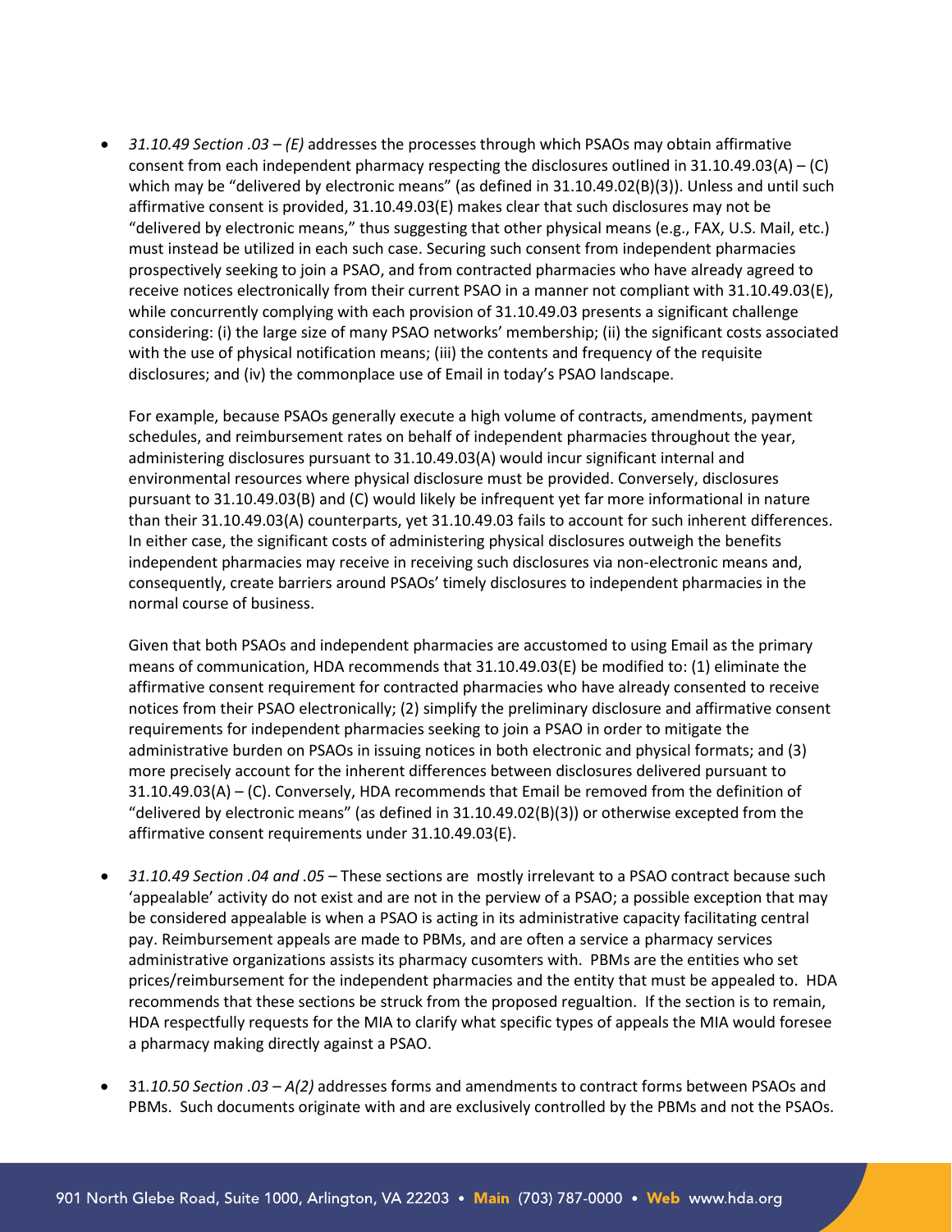- *31.10.49 Section .03 – (E)* addresses the processes through which PSAOs may obtain affirmative consent from each independent pharmacy respecting the disclosures outlined in 31.10.49.03(A) – (C) which may be "delivered by electronic means" (as defined in 31.10.49.02(B)(3)). Unless and until such affirmative consent is provided, 31.10.49.03(E) makes clear that such disclosures may not be "delivered by electronic means," thus suggesting that other physical means (e.g., FAX, U.S. Mail, etc.) must instead be utilized in each such case. Securing such consent from independent pharmacies prospectively seeking to join a PSAO, and from contracted pharmacies who have already agreed to receive notices electronically from their current PSAO in a manner not compliant with 31.10.49.03(E), while concurrently complying with each provision of 31.10.49.03 presents a significant challenge considering: (i) the large size of many PSAO networks' membership; (ii) the significant costs associated with the use of physical notification means; (iii) the contents and frequency of the requisite disclosures; and (iv) the commonplace use of Email in today's PSAO landscape.

  For example, because PSAOs generally execute a high volume of contracts, amendments, payment schedules, and reimbursement rates on behalf of independent pharmacies throughout the year, administering disclosures pursuant to 31.10.49.03(A) would incur significant internal and environmental resources where physical disclosure must be provided. Conversely, disclosures pursuant to 31.10.49.03(B) and (C) would likely be infrequent yet far more informational in nature than their 31.10.49.03(A) counterparts, yet 31.10.49.03 fails to account for such inherent differences. In either case, the significant costs of administering physical disclosures outweigh the benefits independent pharmacies may receive in receiving such disclosures via non-electronic means and, consequently, create barriers around PSAOs' timely disclosures to independent pharmacies in the normal course of business.

  Given that both PSAOs and independent pharmacies are accustomed to using Email as the primary means of communication, HDA recommends that 31.10.49.03(E) be modified to: (1) eliminate the affirmative consent requirement for contracted pharmacies who have already consented to receive notices from their PSAO electronically; (2) simplify the preliminary disclosure and affirmative consent requirements for independent pharmacies seeking to join a PSAO in order to mitigate the administrative burden on PSAOs in issuing notices in both electronic and physical formats; and (3) more precisely account for the inherent differences between disclosures delivered pursuant to 31.10.49.03(A) – (C). Conversely, HDA recommends that Email be removed from the definition of "delivered by electronic means" (as defined in 31.10.49.02(B)(3)) or otherwise excepted from the affirmative consent requirements under 31.10.49.03(E).

- *31.10.49 Section .04 and .05* – These sections are mostly irrelevant to a PSAO contract because such 'appealable' activity do not exist and are not in the perview of a PSAO; a possible exception that may be considered appealable is when a PSAO is acting in its administrative capacity facilitating central pay. Reimbursement appeals are made to PBMs, and are often a service a pharmacy services administrative organizations assists its pharmacy cusomters with. PBMs are the entities who set prices/reimbursement for the independent pharmacies and the entity that must be appealed to. HDA recommends that these sections be struck from the proposed regualtion. If the section is to remain, HDA respectfully requests for the MIA to clarify what specific types of appeals the MIA would foresee a pharmacy making directly against a PSAO.

- 31*.10.50 Section .03 – A(2)* addresses forms and amendments to contract forms between PSAOs and PBMs. Such documents originate with and are exclusively controlled by the PBMs and not the PSAOs.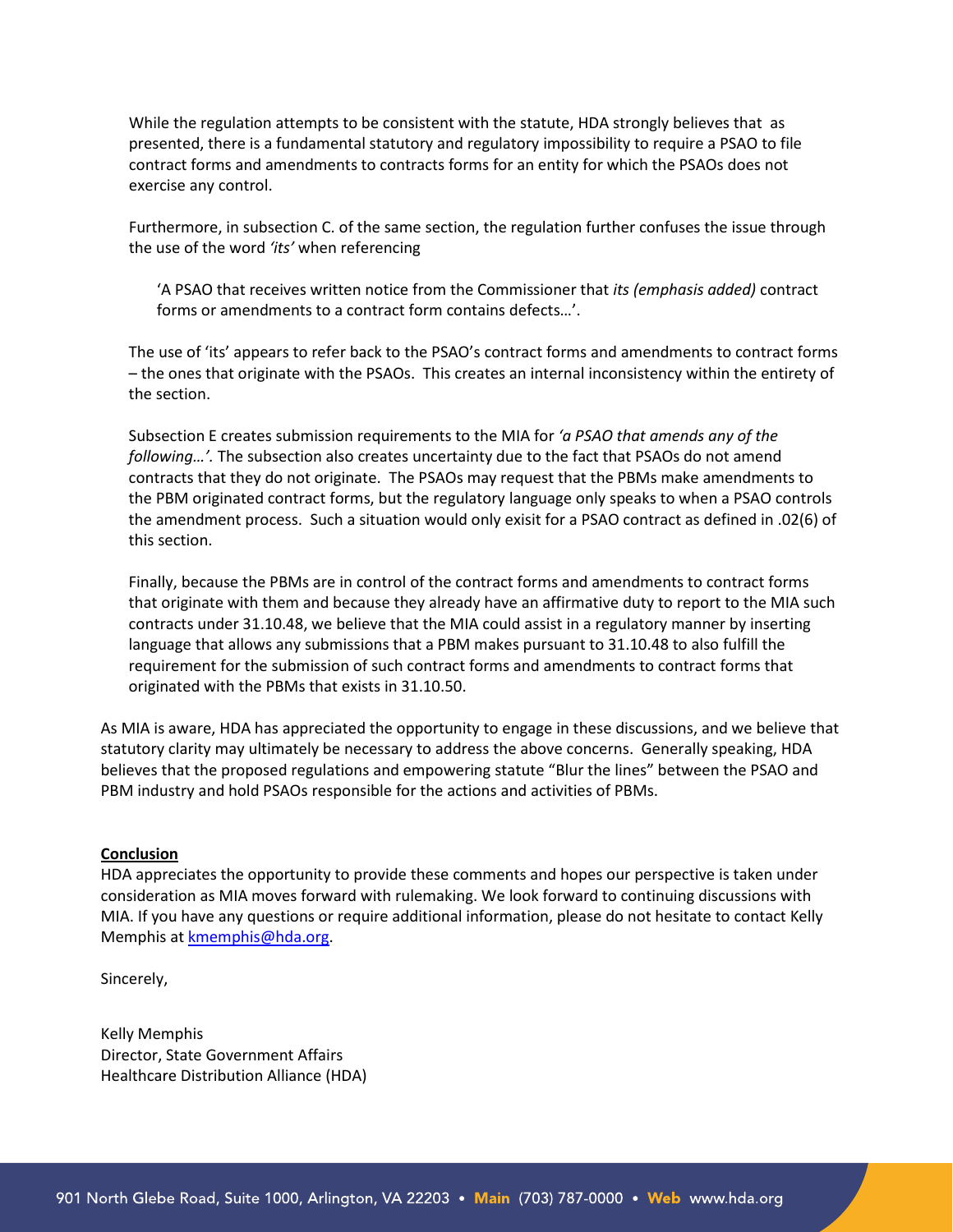While the regulation attempts to be consistent with the statute, HDA strongly believes that as presented, there is a fundamental statutory and regulatory impossibility to require a PSAO to file contract forms and amendments to contracts forms for an entity for which the PSAOs does not exercise any control.

Furthermore, in subsection C. of the same section, the regulation further confuses the issue through the use of the word *'its'* when referencing

> 'A PSAO that receives written notice from the Commissioner that *its (emphasis added)* contract forms or amendments to a contract form contains defects…'.

The use of 'its' appears to refer back to the PSAO's contract forms and amendments to contract forms – the ones that originate with the PSAOs. This creates an internal inconsistency within the entirety of the section.

Subsection E creates submission requirements to the MIA for *'a PSAO that amends any of the following…'.* The subsection also creates uncertainty due to the fact that PSAOs do not amend contracts that they do not originate. The PSAOs may request that the PBMs make amendments to the PBM originated contract forms, but the regulatory language only speaks to when a PSAO controls the amendment process. Such a situation would only exisit for a PSAO contract as defined in .02(6) of this section.

Finally, because the PBMs are in control of the contract forms and amendments to contract forms that originate with them and because they already have an affirmative duty to report to the MIA such contracts under 31.10.48, we believe that the MIA could assist in a regulatory manner by inserting language that allows any submissions that a PBM makes pursuant to 31.10.48 to also fulfill the requirement for the submission of such contract forms and amendments to contract forms that originated with the PBMs that exists in 31.10.50.

As MIA is aware, HDA has appreciated the opportunity to engage in these discussions, and we believe that statutory clarity may ultimately be necessary to address the above concerns. Generally speaking, HDA believes that the proposed regulations and empowering statute "Blur the lines" between the PSAO and PBM industry and hold PSAOs responsible for the actions and activities of PBMs.

**Conclusion**

HDA appreciates the opportunity to provide these comments and hopes our perspective is taken under consideration as MIA moves forward with rulemaking. We look forward to continuing discussions with MIA. If you have any questions or require additional information, please do not hesitate to contact Kelly Memphis at kmemphis@hda.org.

Sincerely,

Kelly Memphis
Director, State Government Affairs
Healthcare Distribution Alliance (HDA)